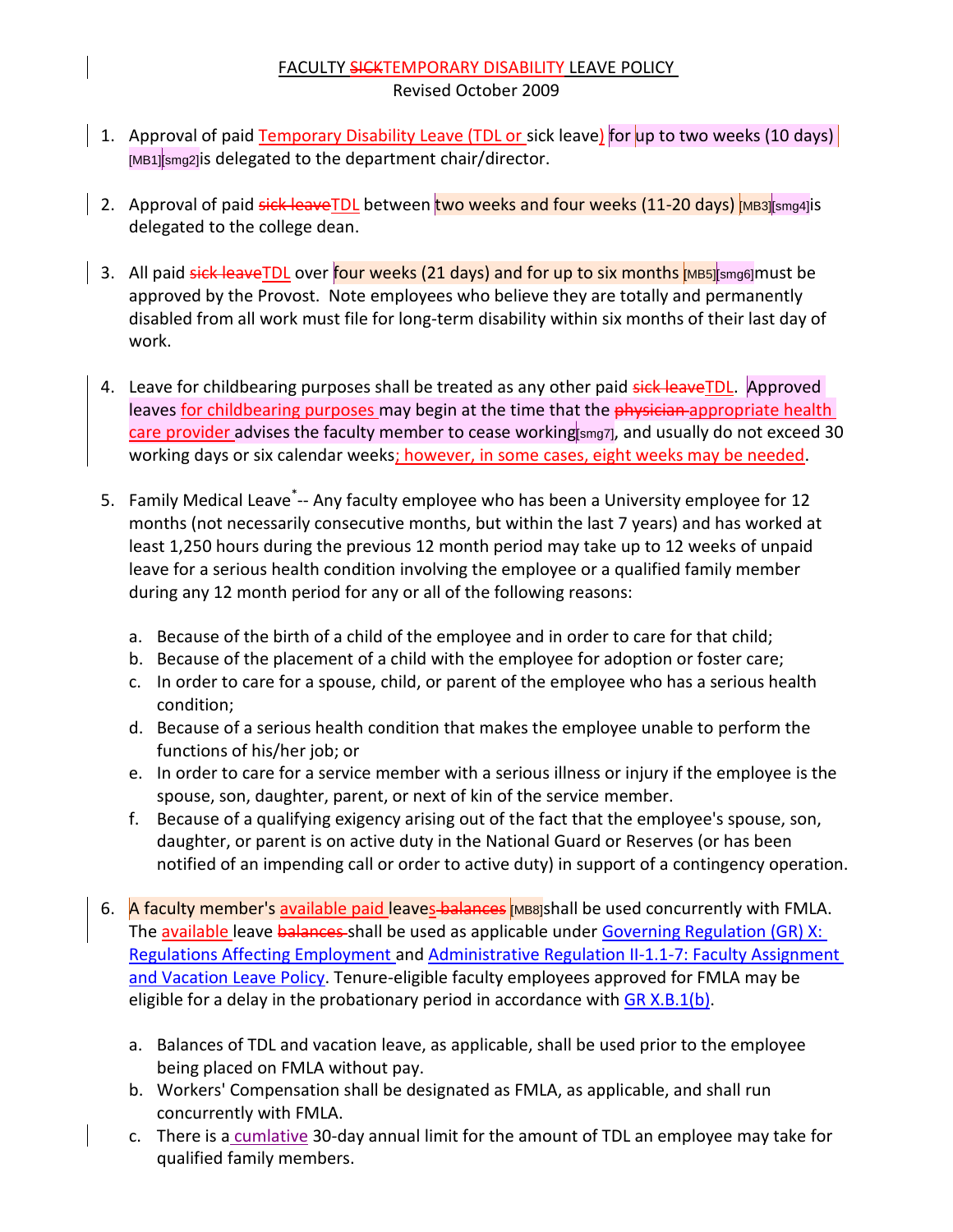FACULTY ~~SICK~~TEMPORARY DISABILITY LEAVE POLICY
Revised October 2009

1. Approval of paid Temporary Disability Leave (TDL or sick leave) for up to two weeks (10 days) [MB1][smg2]is delegated to the department chair/director.

2. Approval of paid ~~sick leave~~TDL between two weeks and four weeks (11-20 days) [MB3][smg4]is delegated to the college dean.

3. All paid ~~sick leave~~TDL over four weeks (21 days) and for up to six months [MB5][smg6]must be approved by the Provost. Note employees who believe they are totally and permanently disabled from all work must file for long-term disability within six months of their last day of work.

4. Leave for childbearing purposes shall be treated as any other paid ~~sick leave~~TDL. Approved leaves for childbearing purposes may begin at the time that the ~~physician~~ appropriate health care provider advises the faculty member to cease working[smg7], and usually do not exceed 30 working days or six calendar weeks; however, in some cases, eight weeks may be needed.

5. Family Medical Leave* -- Any faculty employee who has been a University employee for 12 months (not necessarily consecutive months, but within the last 7 years) and has worked at least 1,250 hours during the previous 12 month period may take up to 12 weeks of unpaid leave for a serious health condition involving the employee or a qualified family member during any 12 month period for any or all of the following reasons:

   a. Because of the birth of a child of the employee and in order to care for that child;
   b. Because of the placement of a child with the employee for adoption or foster care;
   c. In order to care for a spouse, child, or parent of the employee who has a serious health condition;
   d. Because of a serious health condition that makes the employee unable to perform the functions of his/her job; or
   e. In order to care for a service member with a serious illness or injury if the employee is the spouse, son, daughter, parent, or next of kin of the service member.
   f. Because of a qualifying exigency arising out of the fact that the employee's spouse, son, daughter, or parent is on active duty in the National Guard or Reserves (or has been notified of an impending call or order to active duty) in support of a contingency operation.

6. A faculty member's available paid leaves ~~balances~~ [MB8]shall be used concurrently with FMLA. The available leave ~~balances~~ shall be used as applicable under Governing Regulation (GR) X: Regulations Affecting Employment and Administrative Regulation II-1.1-7: Faculty Assignment and Vacation Leave Policy. Tenure-eligible faculty employees approved for FMLA may be eligible for a delay in the probationary period in accordance with GR X.B.1(b).

   a. Balances of TDL and vacation leave, as applicable, shall be used prior to the employee being placed on FMLA without pay.
   b. Workers' Compensation shall be designated as FMLA, as applicable, and shall run concurrently with FMLA.
   c. There is a cumlative 30-day annual limit for the amount of TDL an employee may take for qualified family members.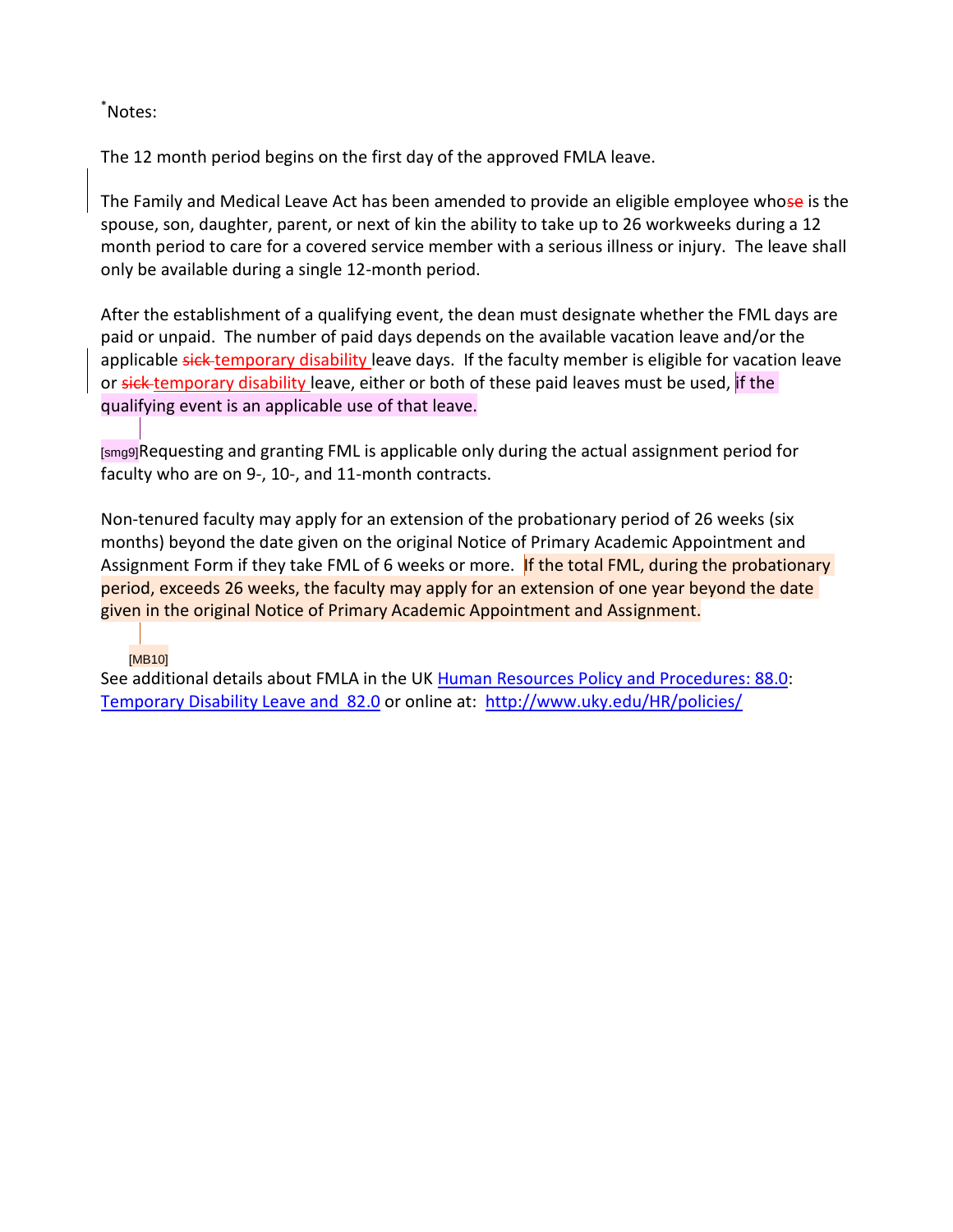[*]Notes:

The 12 month period begins on the first day of the approved FMLA leave.

The Family and Medical Leave Act has been amended to provide an eligible employee whose is the spouse, son, daughter, parent, or next of kin the ability to take up to 26 workweeks during a 12 month period to care for a covered service member with a serious illness or injury. The leave shall only be available during a single 12-month period.

After the establishment of a qualifying event, the dean must designate whether the FML days are paid or unpaid. The number of paid days depends on the available vacation leave and/or the applicable ~~sick~~ temporary disability leave days. If the faculty member is eligible for vacation leave or ~~sick~~ temporary disability leave, either or both of these paid leaves must be used, if the qualifying event is an applicable use of that leave.

[smg9]Requesting and granting FML is applicable only during the actual assignment period for faculty who are on 9-, 10-, and 11-month contracts.

Non-tenured faculty may apply for an extension of the probationary period of 26 weeks (six months) beyond the date given on the original Notice of Primary Academic Appointment and Assignment Form if they take FML of 6 weeks or more. If the total FML, during the probationary period, exceeds 26 weeks, the faculty may apply for an extension of one year beyond the date given in the original Notice of Primary Academic Appointment and Assignment.

[MB10]

See additional details about FMLA in the UK [Human Resources Policy and Procedures: 88.0](#): [Temporary Disability Leave and 82.0](#) or online at: http://www.uky.edu/HR/policies/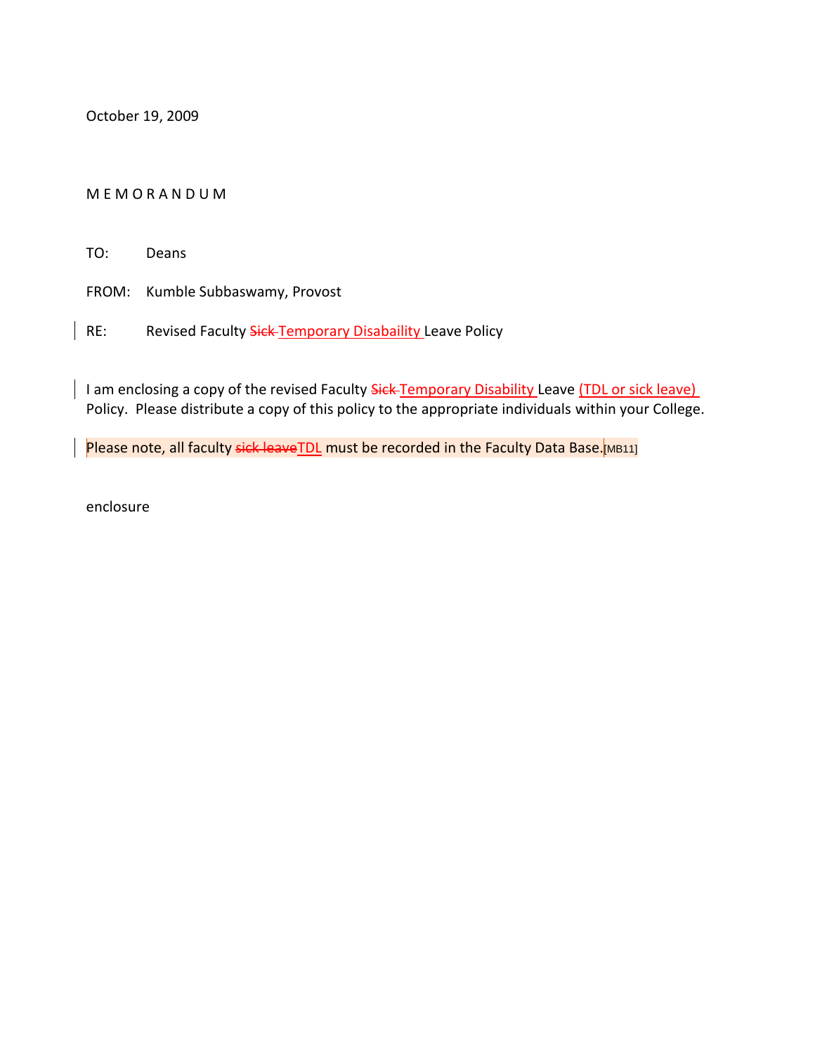October 19, 2009

M E M O R A N D U M

TO: Deans

FROM: Kumble Subbaswamy, Provost

RE: Revised Faculty ~~Sick~~ Temporary Disabaility Leave Policy

I am enclosing a copy of the revised Faculty ~~Sick~~ Temporary Disability Leave (TDL or sick leave) Policy. Please distribute a copy of this policy to the appropriate individuals within your College.

Please note, all faculty ~~sick leave~~TDL must be recorded in the Faculty Data Base.[MB11]

enclosure